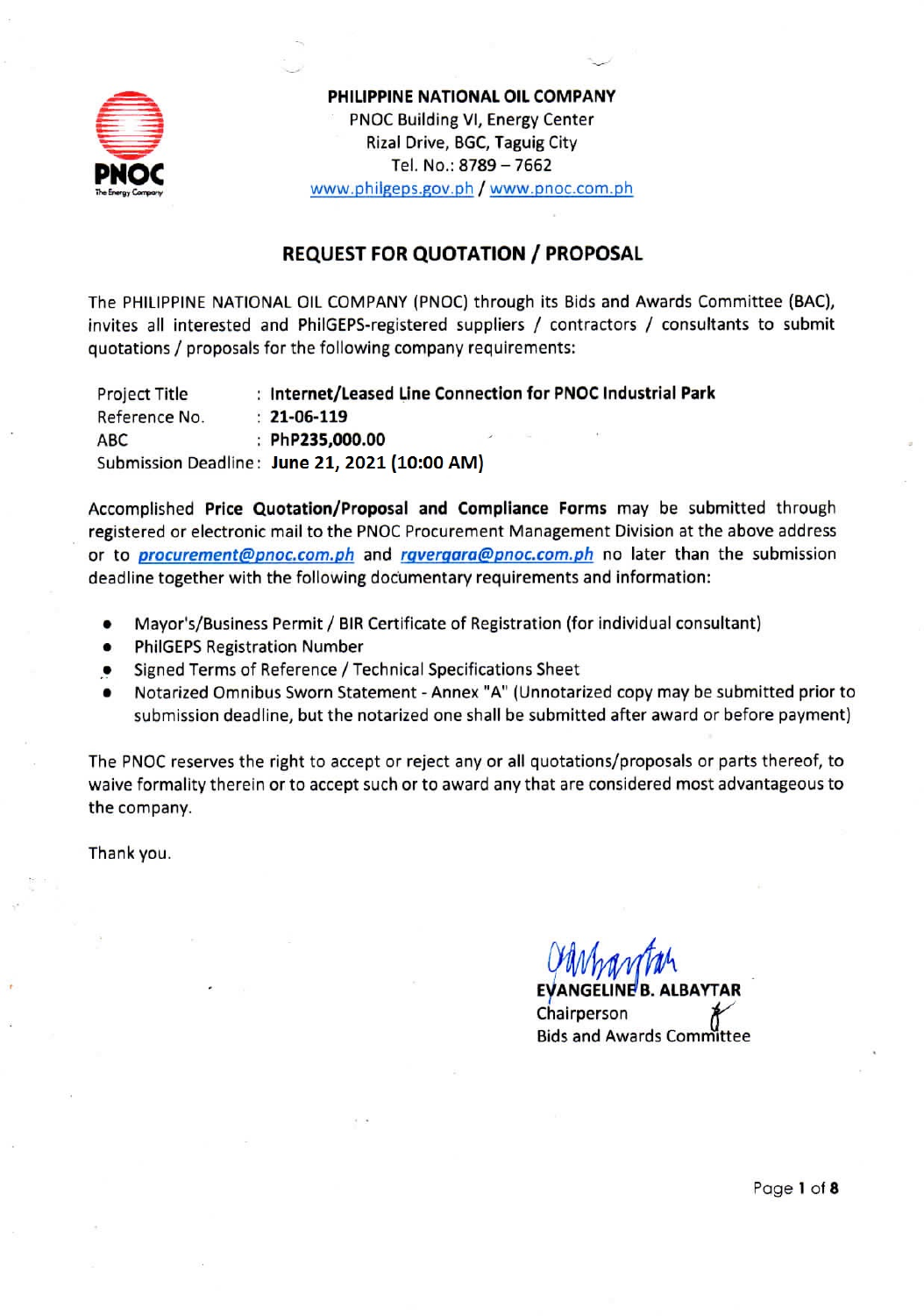**PHILIPPINE NATIONAL OIL COMPANY**
PNOC Building VI, Energy Center
Rizal Drive, BGC, Taguig City
Tel. No.: 8789 – 7662
www.philgeps.gov.ph / www.pnoc.com.ph

## REQUEST FOR QUOTATION / PROPOSAL

The PHILIPPINE NATIONAL OIL COMPANY (PNOC) through its Bids and Awards Committee (BAC), invites all interested and PhilGEPS-registered suppliers / contractors / consultants to submit quotations / proposals for the following company requirements:

| | |
|---|---|
| Project Title | : **Internet/Leased Line Connection for PNOC Industrial Park** |
| Reference No. | : **21-06-119** |
| ABC | : **PhP235,000.00** |
| Submission Deadline | : **June 21, 2021 (10:00 AM)** |

Accomplished **Price Quotation/Proposal and Compliance Forms** may be submitted through registered or electronic mail to the PNOC Procurement Management Division at the above address or to ***procurement@pnoc.com.ph*** and ***rgvergara@pnoc.com.ph*** no later than the submission deadline together with the following documentary requirements and information:

- Mayor's/Business Permit / BIR Certificate of Registration (for individual consultant)
- PhilGEPS Registration Number
- Signed Terms of Reference / Technical Specifications Sheet
- Notarized Omnibus Sworn Statement - Annex "A" (Unnotarized copy may be submitted prior to submission deadline, but the notarized one shall be submitted after award or before payment)

The PNOC reserves the right to accept or reject any or all quotations/proposals or parts thereof, to waive formality therein or to accept such or to award any that are considered most advantageous to the company.

Thank you.

**EVANGELINE B. ALBAYTAR**
Chairperson
Bids and Awards Committee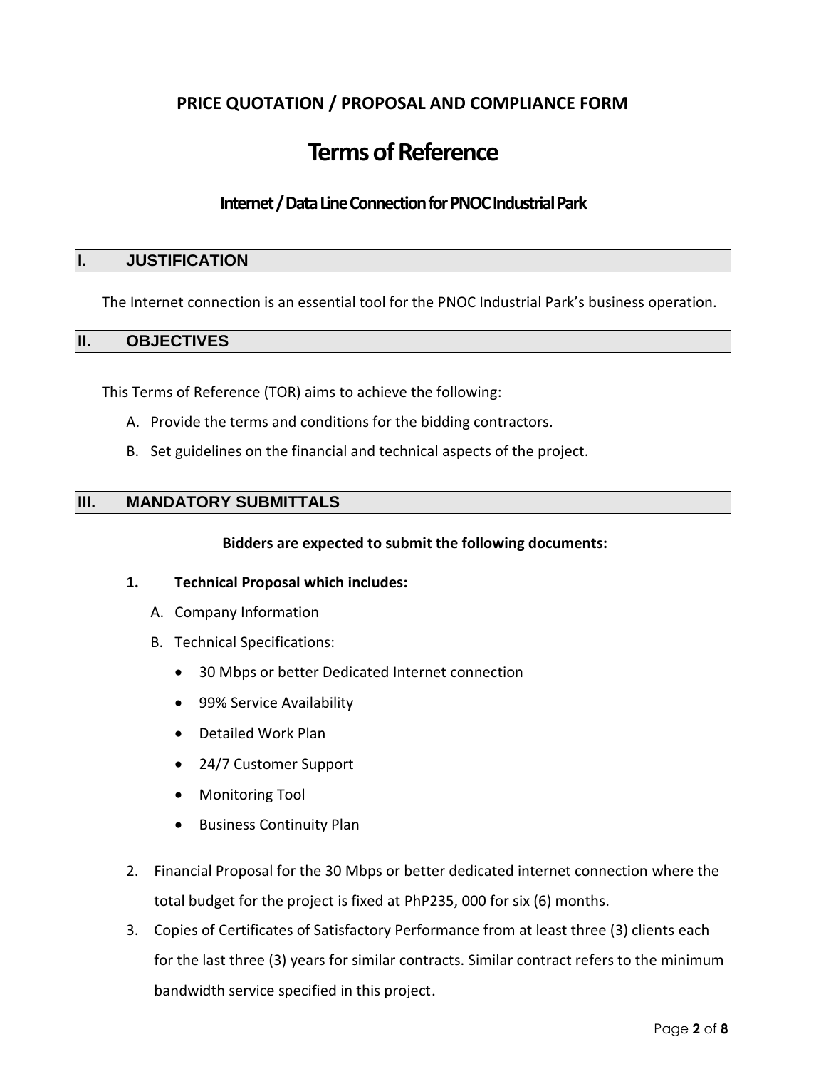**PRICE QUOTATION / PROPOSAL AND COMPLIANCE FORM**

# Terms of Reference

### Internet / Data Line Connection for PNOC Industrial Park

## I. JUSTIFICATION

The Internet connection is an essential tool for the PNOC Industrial Park's business operation.

## II. OBJECTIVES

This Terms of Reference (TOR) aims to achieve the following:

A. Provide the terms and conditions for the bidding contractors.

B. Set guidelines on the financial and technical aspects of the project.

## III. MANDATORY SUBMITTALS

**Bidders are expected to submit the following documents:**

1. **Technical Proposal which includes:**

   A. Company Information

   B. Technical Specifications:

   - 30 Mbps or better Dedicated Internet connection
   - 99% Service Availability
   - Detailed Work Plan
   - 24/7 Customer Support
   - Monitoring Tool
   - Business Continuity Plan

2. Financial Proposal for the 30 Mbps or better dedicated internet connection where the total budget for the project is fixed at PhP235, 000 for six (6) months.

3. Copies of Certificates of Satisfactory Performance from at least three (3) clients each for the last three (3) years for similar contracts. Similar contract refers to the minimum bandwidth service specified in this project.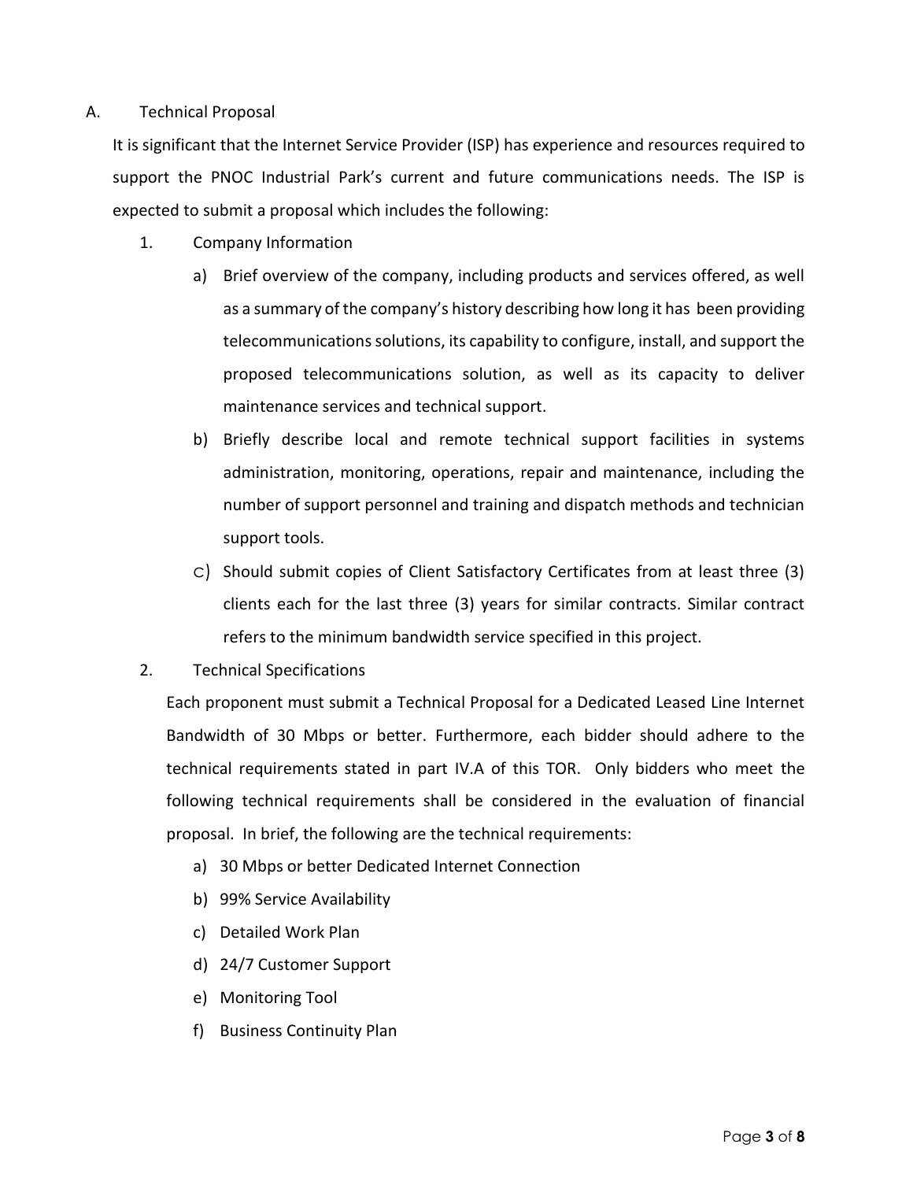A. Technical Proposal

It is significant that the Internet Service Provider (ISP) has experience and resources required to support the PNOC Industrial Park's current and future communications needs. The ISP is expected to submit a proposal which includes the following:

1. Company Information

    a) Brief overview of the company, including products and services offered, as well as a summary of the company's history describing how long it has been providing telecommunications solutions, its capability to configure, install, and support the proposed telecommunications solution, as well as its capacity to deliver maintenance services and technical support.

    b) Briefly describe local and remote technical support facilities in systems administration, monitoring, operations, repair and maintenance, including the number of support personnel and training and dispatch methods and technician support tools.

    c) Should submit copies of Client Satisfactory Certificates from at least three (3) clients each for the last three (3) years for similar contracts. Similar contract refers to the minimum bandwidth service specified in this project.

2. Technical Specifications

    Each proponent must submit a Technical Proposal for a Dedicated Leased Line Internet Bandwidth of 30 Mbps or better. Furthermore, each bidder should adhere to the technical requirements stated in part IV.A of this TOR. Only bidders who meet the following technical requirements shall be considered in the evaluation of financial proposal. In brief, the following are the technical requirements:

    a) 30 Mbps or better Dedicated Internet Connection
    b) 99% Service Availability
    c) Detailed Work Plan
    d) 24/7 Customer Support
    e) Monitoring Tool
    f) Business Continuity Plan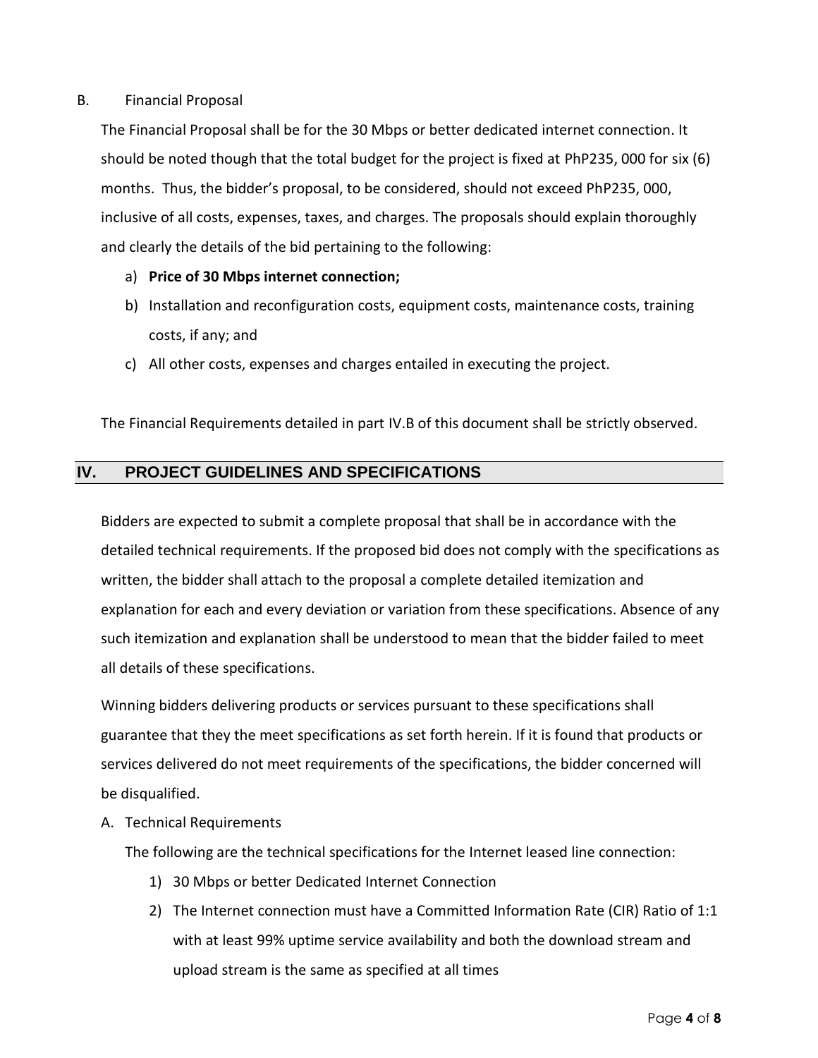B. Financial Proposal

The Financial Proposal shall be for the 30 Mbps or better dedicated internet connection. It should be noted though that the total budget for the project is fixed at PhP235, 000 for six (6) months. Thus, the bidder's proposal, to be considered, should not exceed PhP235, 000, inclusive of all costs, expenses, taxes, and charges. The proposals should explain thoroughly and clearly the details of the bid pertaining to the following:

a) **Price of 30 Mbps internet connection;**
b) Installation and reconfiguration costs, equipment costs, maintenance costs, training costs, if any; and
c) All other costs, expenses and charges entailed in executing the project.

The Financial Requirements detailed in part IV.B of this document shall be strictly observed.

## IV. PROJECT GUIDELINES AND SPECIFICATIONS

Bidders are expected to submit a complete proposal that shall be in accordance with the detailed technical requirements. If the proposed bid does not comply with the specifications as written, the bidder shall attach to the proposal a complete detailed itemization and explanation for each and every deviation or variation from these specifications. Absence of any such itemization and explanation shall be understood to mean that the bidder failed to meet all details of these specifications.

Winning bidders delivering products or services pursuant to these specifications shall guarantee that they the meet specifications as set forth herein. If it is found that products or services delivered do not meet requirements of the specifications, the bidder concerned will be disqualified.

A. Technical Requirements

The following are the technical specifications for the Internet leased line connection:

1) 30 Mbps or better Dedicated Internet Connection
2) The Internet connection must have a Committed Information Rate (CIR) Ratio of 1:1 with at least 99% uptime service availability and both the download stream and upload stream is the same as specified at all times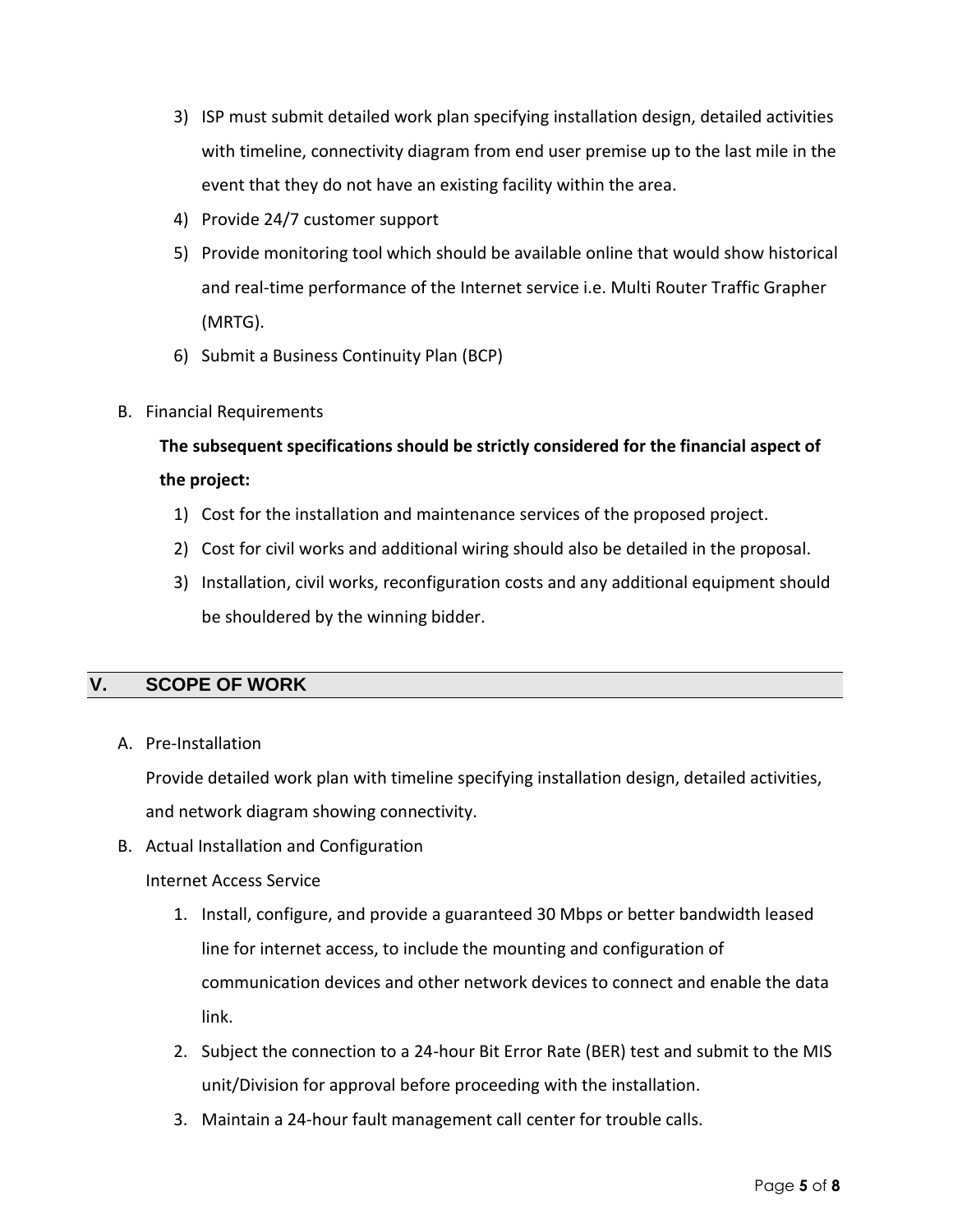3) ISP must submit detailed work plan specifying installation design, detailed activities with timeline, connectivity diagram from end user premise up to the last mile in the event that they do not have an existing facility within the area.
4) Provide 24/7 customer support
5) Provide monitoring tool which should be available online that would show historical and real-time performance of the Internet service i.e. Multi Router Traffic Grapher (MRTG).
6) Submit a Business Continuity Plan (BCP)

B. Financial Requirements

**The subsequent specifications should be strictly considered for the financial aspect of the project:**

1) Cost for the installation and maintenance services of the proposed project.
2) Cost for civil works and additional wiring should also be detailed in the proposal.
3) Installation, civil works, reconfiguration costs and any additional equipment should be shouldered by the winning bidder.

## V. SCOPE OF WORK

A. Pre-Installation

Provide detailed work plan with timeline specifying installation design, detailed activities, and network diagram showing connectivity.

B. Actual Installation and Configuration

Internet Access Service

1. Install, configure, and provide a guaranteed 30 Mbps or better bandwidth leased line for internet access, to include the mounting and configuration of communication devices and other network devices to connect and enable the data link.
2. Subject the connection to a 24-hour Bit Error Rate (BER) test and submit to the MIS unit/Division for approval before proceeding with the installation.
3. Maintain a 24-hour fault management call center for trouble calls.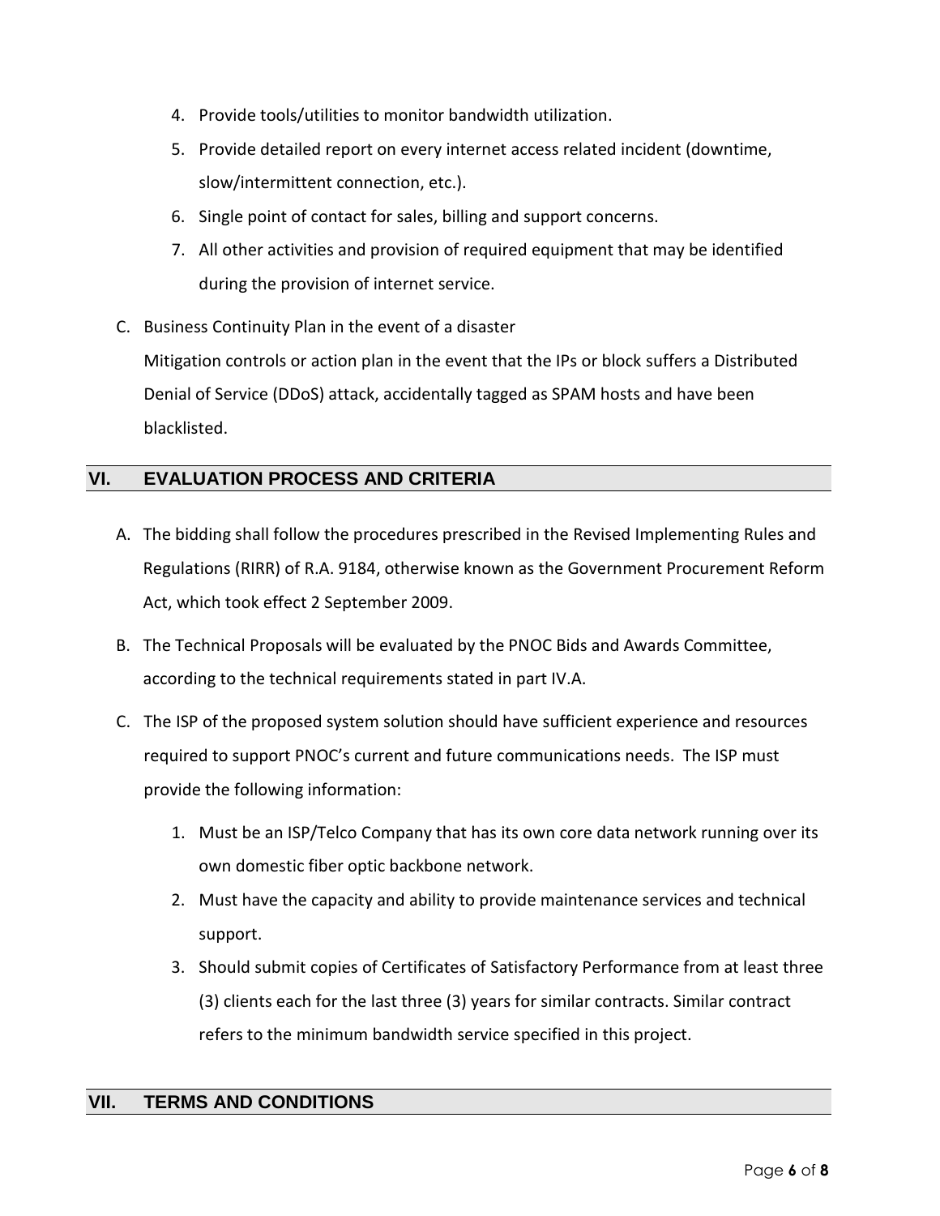4. Provide tools/utilities to monitor bandwidth utilization.
5. Provide detailed report on every internet access related incident (downtime, slow/intermittent connection, etc.).
6. Single point of contact for sales, billing and support concerns.
7. All other activities and provision of required equipment that may be identified during the provision of internet service.

C. Business Continuity Plan in the event of a disaster

Mitigation controls or action plan in the event that the IPs or block suffers a Distributed Denial of Service (DDoS) attack, accidentally tagged as SPAM hosts and have been blacklisted.

## VI. EVALUATION PROCESS AND CRITERIA

A. The bidding shall follow the procedures prescribed in the Revised Implementing Rules and Regulations (RIRR) of R.A. 9184, otherwise known as the Government Procurement Reform Act, which took effect 2 September 2009.

B. The Technical Proposals will be evaluated by the PNOC Bids and Awards Committee, according to the technical requirements stated in part IV.A.

C. The ISP of the proposed system solution should have sufficient experience and resources required to support PNOC's current and future communications needs. The ISP must provide the following information:

1. Must be an ISP/Telco Company that has its own core data network running over its own domestic fiber optic backbone network.
2. Must have the capacity and ability to provide maintenance services and technical support.
3. Should submit copies of Certificates of Satisfactory Performance from at least three (3) clients each for the last three (3) years for similar contracts. Similar contract refers to the minimum bandwidth service specified in this project.

## VII. TERMS AND CONDITIONS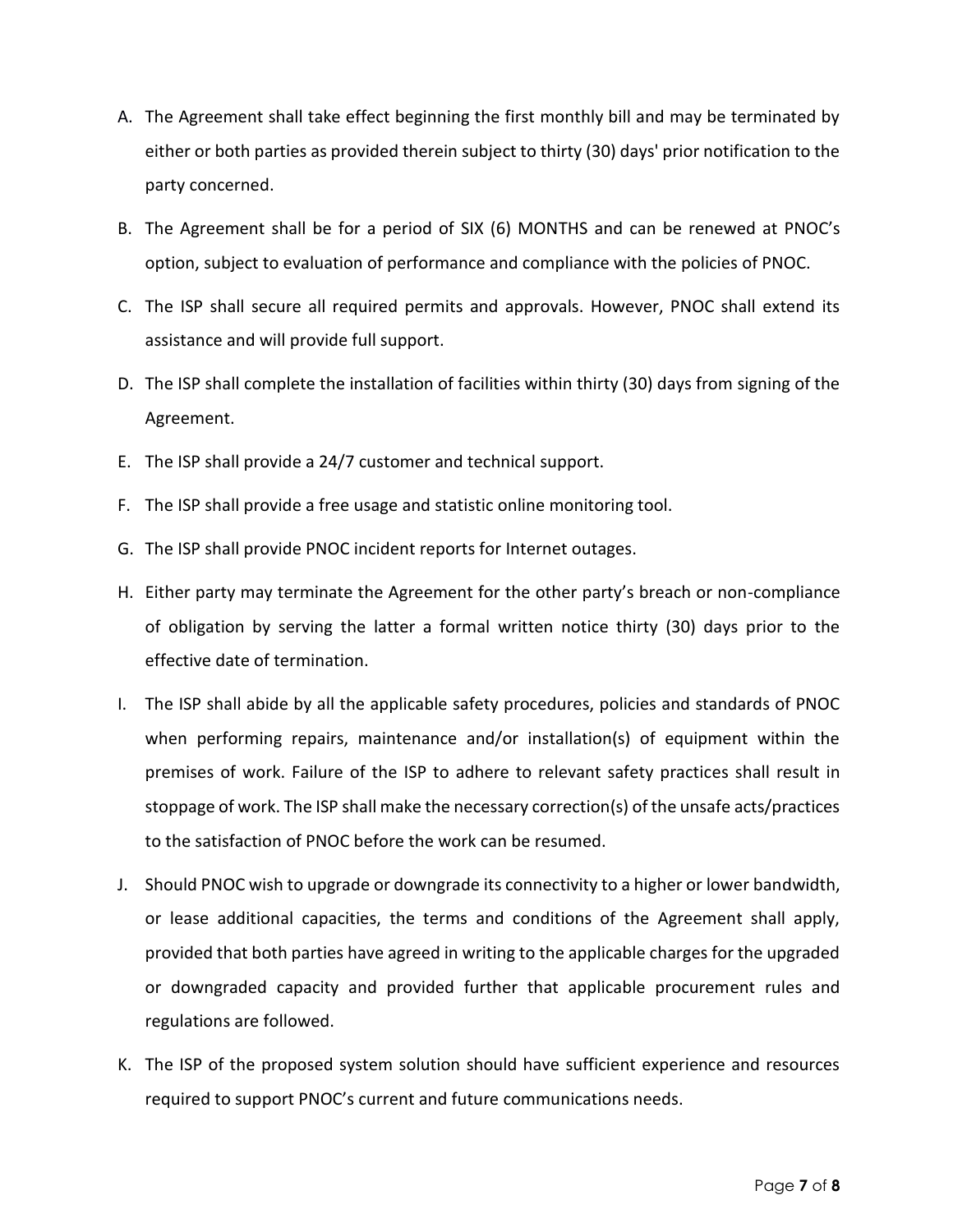A. The Agreement shall take effect beginning the first monthly bill and may be terminated by either or both parties as provided therein subject to thirty (30) days' prior notification to the party concerned.

B. The Agreement shall be for a period of SIX (6) MONTHS and can be renewed at PNOC's option, subject to evaluation of performance and compliance with the policies of PNOC.

C. The ISP shall secure all required permits and approvals. However, PNOC shall extend its assistance and will provide full support.

D. The ISP shall complete the installation of facilities within thirty (30) days from signing of the Agreement.

E. The ISP shall provide a 24/7 customer and technical support.

F. The ISP shall provide a free usage and statistic online monitoring tool.

G. The ISP shall provide PNOC incident reports for Internet outages.

H. Either party may terminate the Agreement for the other party's breach or non-compliance of obligation by serving the latter a formal written notice thirty (30) days prior to the effective date of termination.

I. The ISP shall abide by all the applicable safety procedures, policies and standards of PNOC when performing repairs, maintenance and/or installation(s) of equipment within the premises of work. Failure of the ISP to adhere to relevant safety practices shall result in stoppage of work. The ISP shall make the necessary correction(s) of the unsafe acts/practices to the satisfaction of PNOC before the work can be resumed.

J. Should PNOC wish to upgrade or downgrade its connectivity to a higher or lower bandwidth, or lease additional capacities, the terms and conditions of the Agreement shall apply, provided that both parties have agreed in writing to the applicable charges for the upgraded or downgraded capacity and provided further that applicable procurement rules and regulations are followed.

K. The ISP of the proposed system solution should have sufficient experience and resources required to support PNOC's current and future communications needs.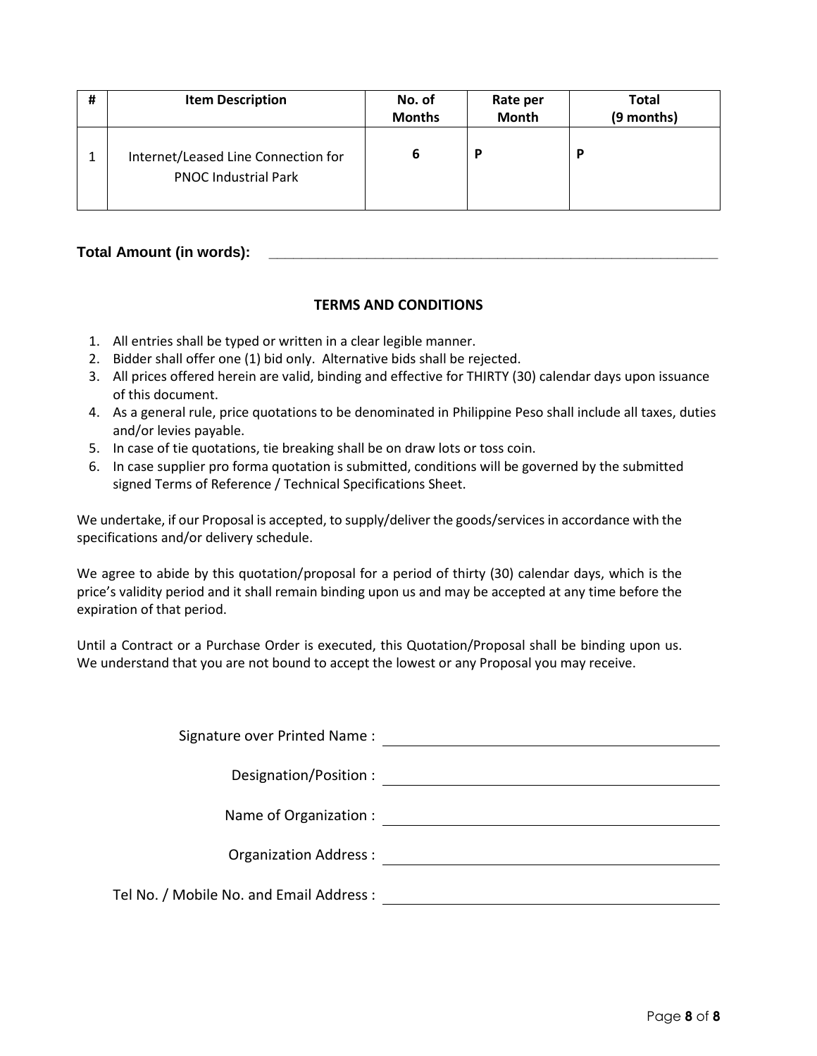| # | Item Description | No. of Months | Rate per Month | Total (9 months) |
|---|---|---|---|---|
| 1 | Internet/Leased Line Connection for PNOC Industrial Park | 6 | P | P |

**Total Amount (in words):** ____________________________________________________________

**TERMS AND CONDITIONS**

1. All entries shall be typed or written in a clear legible manner.
2. Bidder shall offer one (1) bid only. Alternative bids shall be rejected.
3. All prices offered herein are valid, binding and effective for THIRTY (30) calendar days upon issuance of this document.
4. As a general rule, price quotations to be denominated in Philippine Peso shall include all taxes, duties and/or levies payable.
5. In case of tie quotations, tie breaking shall be on draw lots or toss coin.
6. In case supplier pro forma quotation is submitted, conditions will be governed by the submitted signed Terms of Reference / Technical Specifications Sheet.

We undertake, if our Proposal is accepted, to supply/deliver the goods/services in accordance with the specifications and/or delivery schedule.

We agree to abide by this quotation/proposal for a period of thirty (30) calendar days, which is the price's validity period and it shall remain binding upon us and may be accepted at any time before the expiration of that period.

Until a Contract or a Purchase Order is executed, this Quotation/Proposal shall be binding upon us. We understand that you are not bound to accept the lowest or any Proposal you may receive.

Signature over Printed Name : ____________________________

Designation/Position : ____________________________

Name of Organization : ____________________________

Organization Address : ____________________________

Tel No. / Mobile No. and Email Address : ____________________________